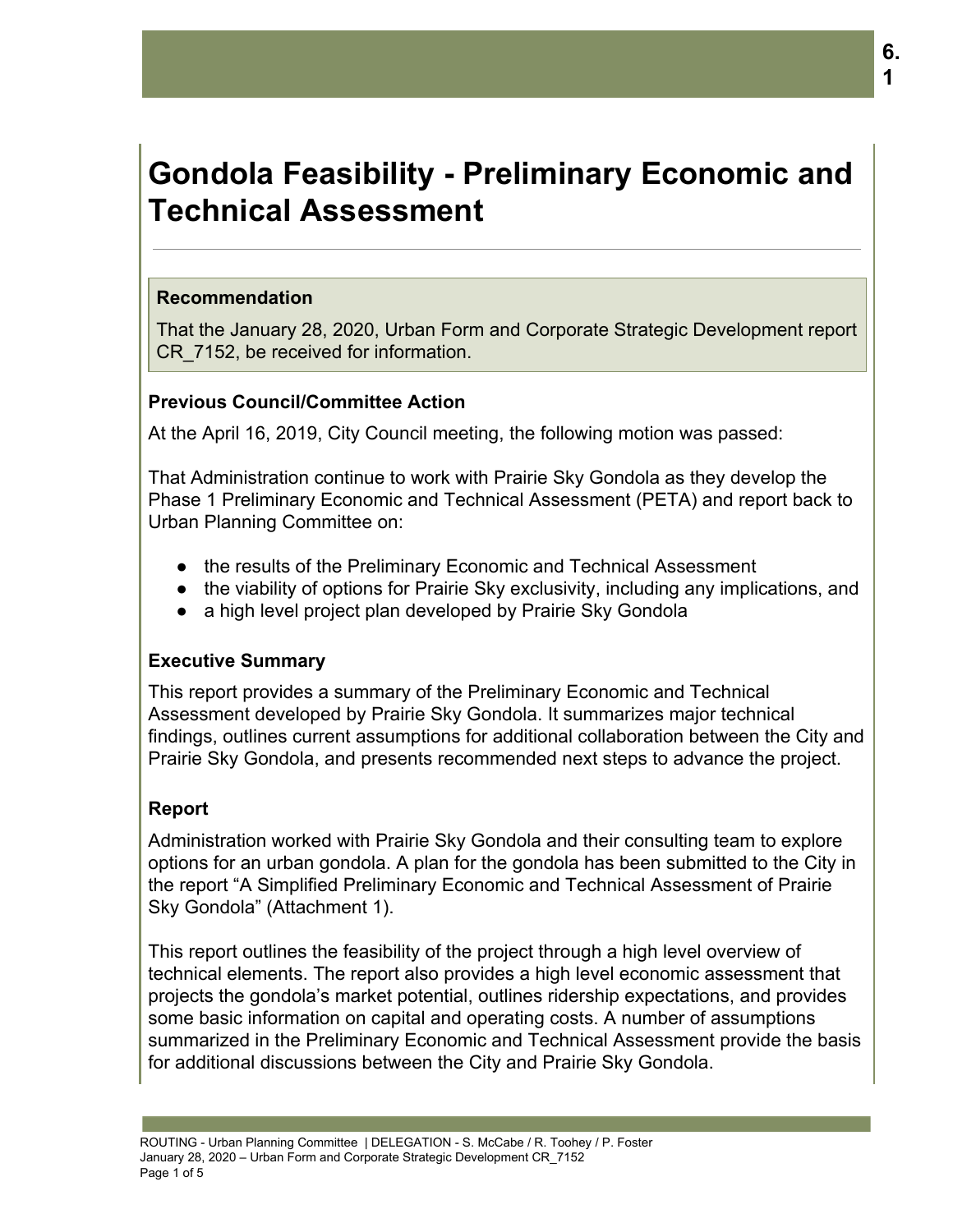# Gondola Feasibility - Preliminary Economic and Technical Assessment

**Recommendation**

That the January 28, 2020, Urban Form and Corporate Strategic Development report CR_7152, be received for information.

### Previous Council/Committee Action

At the April 16, 2019, City Council meeting, the following motion was passed:

That Administration continue to work with Prairie Sky Gondola as they develop the Phase 1 Preliminary Economic and Technical Assessment (PETA) and report back to Urban Planning Committee on:

- the results of the Preliminary Economic and Technical Assessment
- the viability of options for Prairie Sky exclusivity, including any implications, and
- a high level project plan developed by Prairie Sky Gondola

### Executive Summary

This report provides a summary of the Preliminary Economic and Technical Assessment developed by Prairie Sky Gondola. It summarizes major technical findings, outlines current assumptions for additional collaboration between the City and Prairie Sky Gondola, and presents recommended next steps to advance the project.

### Report

Administration worked with Prairie Sky Gondola and their consulting team to explore options for an urban gondola. A plan for the gondola has been submitted to the City in the report "A Simplified Preliminary Economic and Technical Assessment of Prairie Sky Gondola" (Attachment 1).

This report outlines the feasibility of the project through a high level overview of technical elements. The report also provides a high level economic assessment that projects the gondola's market potential, outlines ridership expectations, and provides some basic information on capital and operating costs. A number of assumptions summarized in the Preliminary Economic and Technical Assessment provide the basis for additional discussions between the City and Prairie Sky Gondola.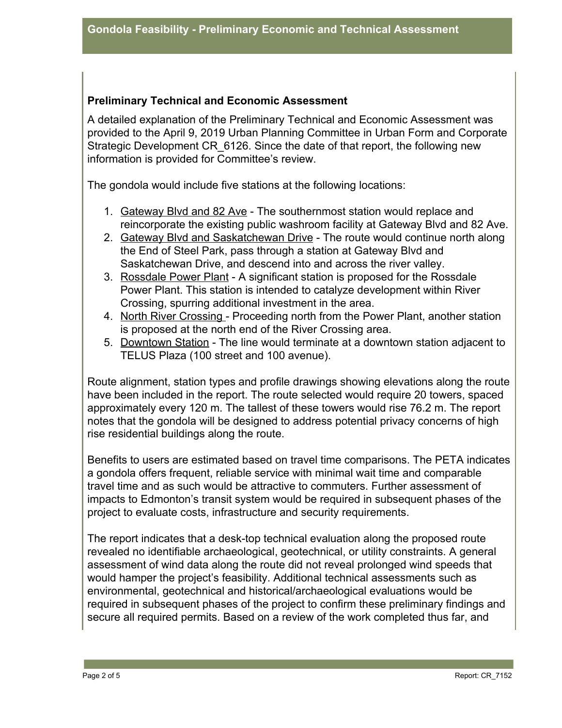### Preliminary Technical and Economic Assessment

A detailed explanation of the Preliminary Technical and Economic Assessment was provided to the April 9, 2019 Urban Planning Committee in Urban Form and Corporate Strategic Development CR_6126. Since the date of that report, the following new information is provided for Committee's review.

The gondola would include five stations at the following locations:

1. Gateway Blvd and 82 Ave - The southernmost station would replace and reincorporate the existing public washroom facility at Gateway Blvd and 82 Ave.
2. Gateway Blvd and Saskatchewan Drive - The route would continue north along the End of Steel Park, pass through a station at Gateway Blvd and Saskatchewan Drive, and descend into and across the river valley.
3. Rossdale Power Plant - A significant station is proposed for the Rossdale Power Plant. This station is intended to catalyze development within River Crossing, spurring additional investment in the area.
4. North River Crossing - Proceeding north from the Power Plant, another station is proposed at the north end of the River Crossing area.
5. Downtown Station - The line would terminate at a downtown station adjacent to TELUS Plaza (100 street and 100 avenue).

Route alignment, station types and profile drawings showing elevations along the route have been included in the report. The route selected would require 20 towers, spaced approximately every 120 m. The tallest of these towers would rise 76.2 m. The report notes that the gondola will be designed to address potential privacy concerns of high rise residential buildings along the route.

Benefits to users are estimated based on travel time comparisons. The PETA indicates a gondola offers frequent, reliable service with minimal wait time and comparable travel time and as such would be attractive to commuters. Further assessment of impacts to Edmonton's transit system would be required in subsequent phases of the project to evaluate costs, infrastructure and security requirements.

The report indicates that a desk-top technical evaluation along the proposed route revealed no identifiable archaeological, geotechnical, or utility constraints. A general assessment of wind data along the route did not reveal prolonged wind speeds that would hamper the project's feasibility. Additional technical assessments such as environmental, geotechnical and historical/archaeological evaluations would be required in subsequent phases of the project to confirm these preliminary findings and secure all required permits. Based on a review of the work completed thus far, and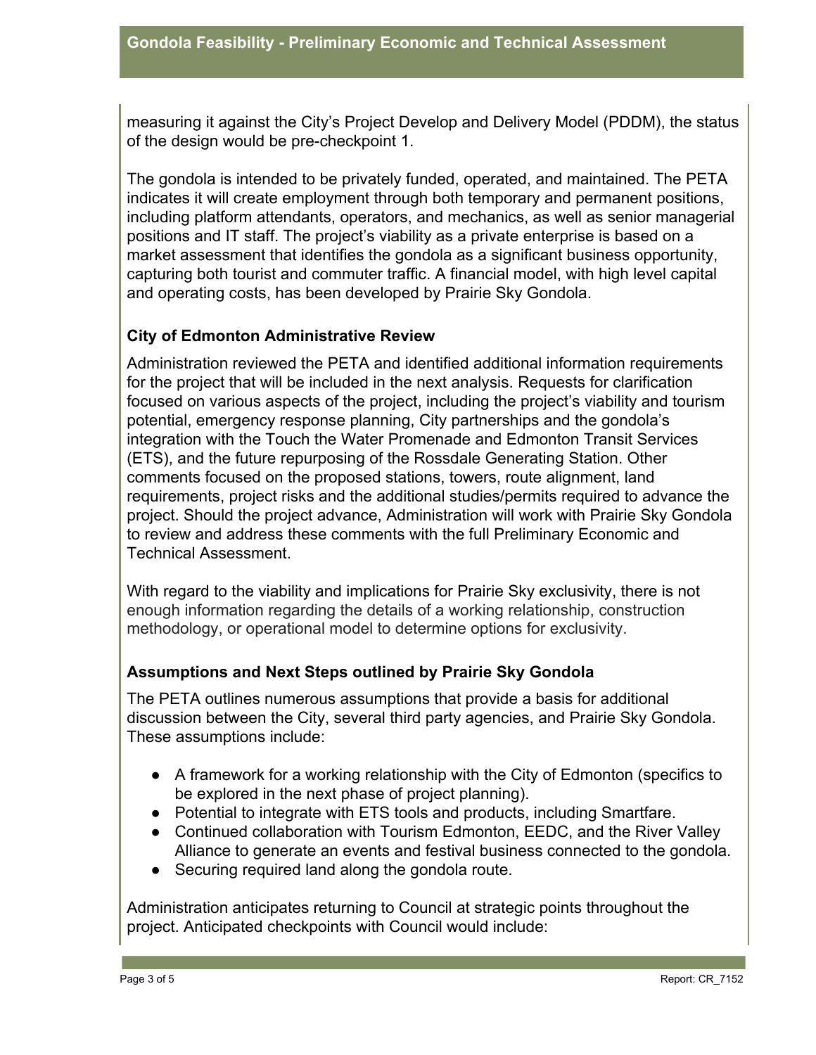measuring it against the City's Project Develop and Delivery Model (PDDM), the status of the design would be pre-checkpoint 1.

The gondola is intended to be privately funded, operated, and maintained. The PETA indicates it will create employment through both temporary and permanent positions, including platform attendants, operators, and mechanics, as well as senior managerial positions and IT staff. The project's viability as a private enterprise is based on a market assessment that identifies the gondola as a significant business opportunity, capturing both tourist and commuter traffic. A financial model, with high level capital and operating costs, has been developed by Prairie Sky Gondola.

### City of Edmonton Administrative Review

Administration reviewed the PETA and identified additional information requirements for the project that will be included in the next analysis. Requests for clarification focused on various aspects of the project, including the project's viability and tourism potential, emergency response planning, City partnerships and the gondola's integration with the Touch the Water Promenade and Edmonton Transit Services (ETS), and the future repurposing of the Rossdale Generating Station. Other comments focused on the proposed stations, towers, route alignment, land requirements, project risks and the additional studies/permits required to advance the project. Should the project advance, Administration will work with Prairie Sky Gondola to review and address these comments with the full Preliminary Economic and Technical Assessment.

With regard to the viability and implications for Prairie Sky exclusivity, there is not enough information regarding the details of a working relationship, construction methodology, or operational model to determine options for exclusivity.

### Assumptions and Next Steps outlined by Prairie Sky Gondola

The PETA outlines numerous assumptions that provide a basis for additional discussion between the City, several third party agencies, and Prairie Sky Gondola. These assumptions include:

- A framework for a working relationship with the City of Edmonton (specifics to be explored in the next phase of project planning).
- Potential to integrate with ETS tools and products, including Smartfare.
- Continued collaboration with Tourism Edmonton, EEDC, and the River Valley Alliance to generate an events and festival business connected to the gondola.
- Securing required land along the gondola route.

Administration anticipates returning to Council at strategic points throughout the project. Anticipated checkpoints with Council would include: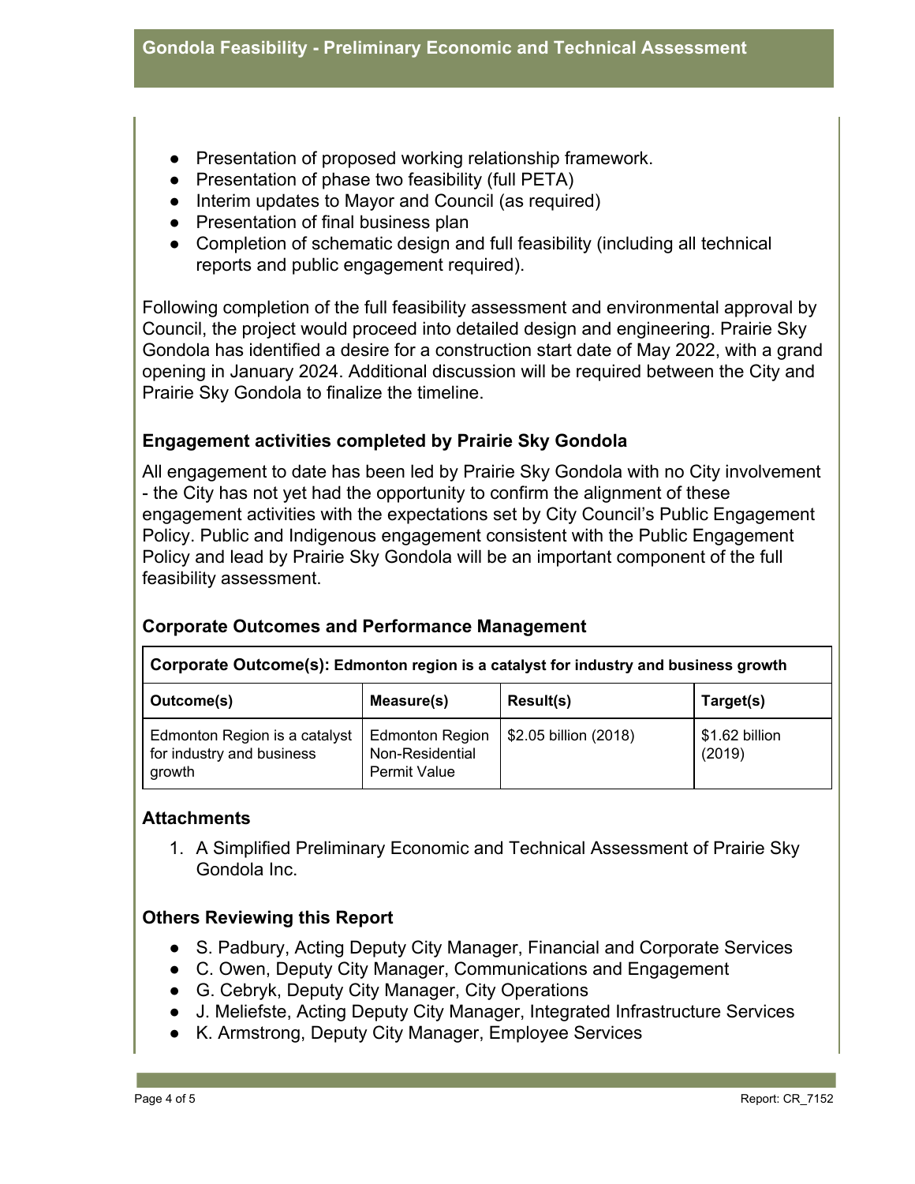- Presentation of proposed working relationship framework.
- Presentation of phase two feasibility (full PETA)
- Interim updates to Mayor and Council (as required)
- Presentation of final business plan
- Completion of schematic design and full feasibility (including all technical reports and public engagement required).

Following completion of the full feasibility assessment and environmental approval by Council, the project would proceed into detailed design and engineering. Prairie Sky Gondola has identified a desire for a construction start date of May 2022, with a grand opening in January 2024. Additional discussion will be required between the City and Prairie Sky Gondola to finalize the timeline.

### Engagement activities completed by Prairie Sky Gondola

All engagement to date has been led by Prairie Sky Gondola with no City involvement - the City has not yet had the opportunity to confirm the alignment of these engagement activities with the expectations set by City Council's Public Engagement Policy. Public and Indigenous engagement consistent with the Public Engagement Policy and lead by Prairie Sky Gondola will be an important component of the full feasibility assessment.

### Corporate Outcomes and Performance Management

| **Corporate Outcome(s): Edmonton region is a catalyst for industry and business growth** | | | |
|---|---|---|---|
| **Outcome(s)** | **Measure(s)** | **Result(s)** | **Target(s)** |
| Edmonton Region is a catalyst for industry and business growth | Edmonton Region Non-Residential Permit Value | $2.05 billion (2018) | $1.62 billion (2019) |

### Attachments

1. A Simplified Preliminary Economic and Technical Assessment of Prairie Sky Gondola Inc.

### Others Reviewing this Report

- S. Padbury, Acting Deputy City Manager, Financial and Corporate Services
- C. Owen, Deputy City Manager, Communications and Engagement
- G. Cebryk, Deputy City Manager, City Operations
- J. Meliefste, Acting Deputy City Manager, Integrated Infrastructure Services
- K. Armstrong, Deputy City Manager, Employee Services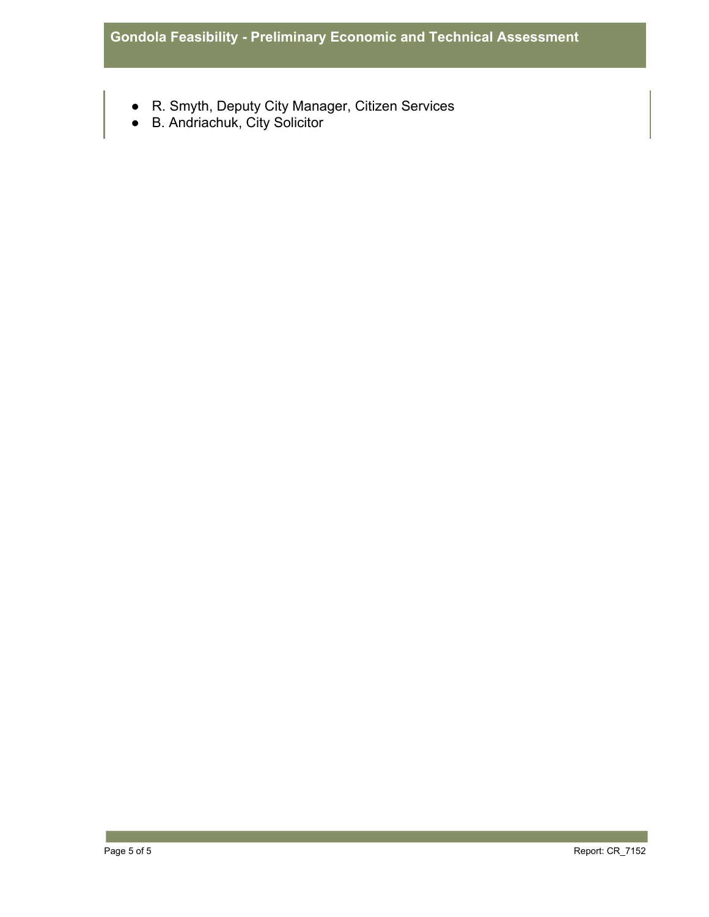- R. Smyth, Deputy City Manager, Citizen Services
- B. Andriachuk, City Solicitor